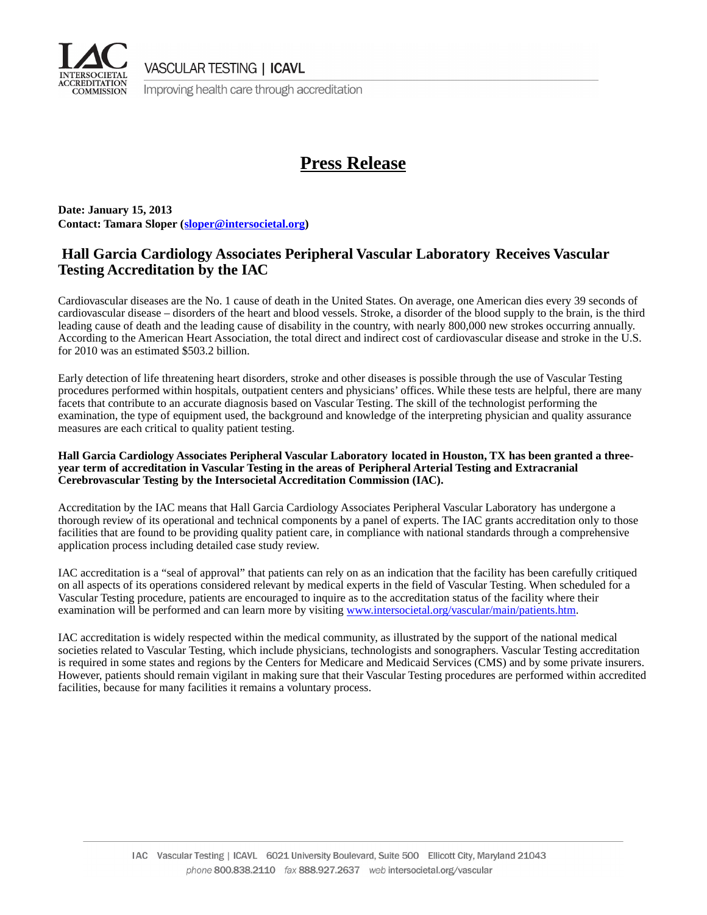VASCULAR TESTING | ICAVL

Improving health care through accreditation

# Press Release

**Date: January 15, 2013**
**Contact: Tamara Sloper (sloper@intersocietal.org)**

## Hall Garcia Cardiology Associates Peripheral Vascular Laboratory Receives Vascular Testing Accreditation by the IAC

Cardiovascular diseases are the No. 1 cause of death in the United States. On average, one American dies every 39 seconds of cardiovascular disease – disorders of the heart and blood vessels. Stroke, a disorder of the blood supply to the brain, is the third leading cause of death and the leading cause of disability in the country, with nearly 800,000 new strokes occurring annually. According to the American Heart Association, the total direct and indirect cost of cardiovascular disease and stroke in the U.S. for 2010 was an estimated $503.2 billion.

Early detection of life threatening heart disorders, stroke and other diseases is possible through the use of Vascular Testing procedures performed within hospitals, outpatient centers and physicians' offices. While these tests are helpful, there are many facets that contribute to an accurate diagnosis based on Vascular Testing. The skill of the technologist performing the examination, the type of equipment used, the background and knowledge of the interpreting physician and quality assurance measures are each critical to quality patient testing.

**Hall Garcia Cardiology Associates Peripheral Vascular Laboratory located in Houston, TX has been granted a three-year term of accreditation in Vascular Testing in the areas of Peripheral Arterial Testing and Extracranial Cerebrovascular Testing by the Intersocietal Accreditation Commission (IAC).**

Accreditation by the IAC means that Hall Garcia Cardiology Associates Peripheral Vascular Laboratory has undergone a thorough review of its operational and technical components by a panel of experts. The IAC grants accreditation only to those facilities that are found to be providing quality patient care, in compliance with national standards through a comprehensive application process including detailed case study review.

IAC accreditation is a "seal of approval" that patients can rely on as an indication that the facility has been carefully critiqued on all aspects of its operations considered relevant by medical experts in the field of Vascular Testing. When scheduled for a Vascular Testing procedure, patients are encouraged to inquire as to the accreditation status of the facility where their examination will be performed and can learn more by visiting www.intersocietal.org/vascular/main/patients.htm.

IAC accreditation is widely respected within the medical community, as illustrated by the support of the national medical societies related to Vascular Testing, which include physicians, technologists and sonographers. Vascular Testing accreditation is required in some states and regions by the Centers for Medicare and Medicaid Services (CMS) and by some private insurers. However, patients should remain vigilant in making sure that their Vascular Testing procedures are performed within accredited facilities, because for many facilities it remains a voluntary process.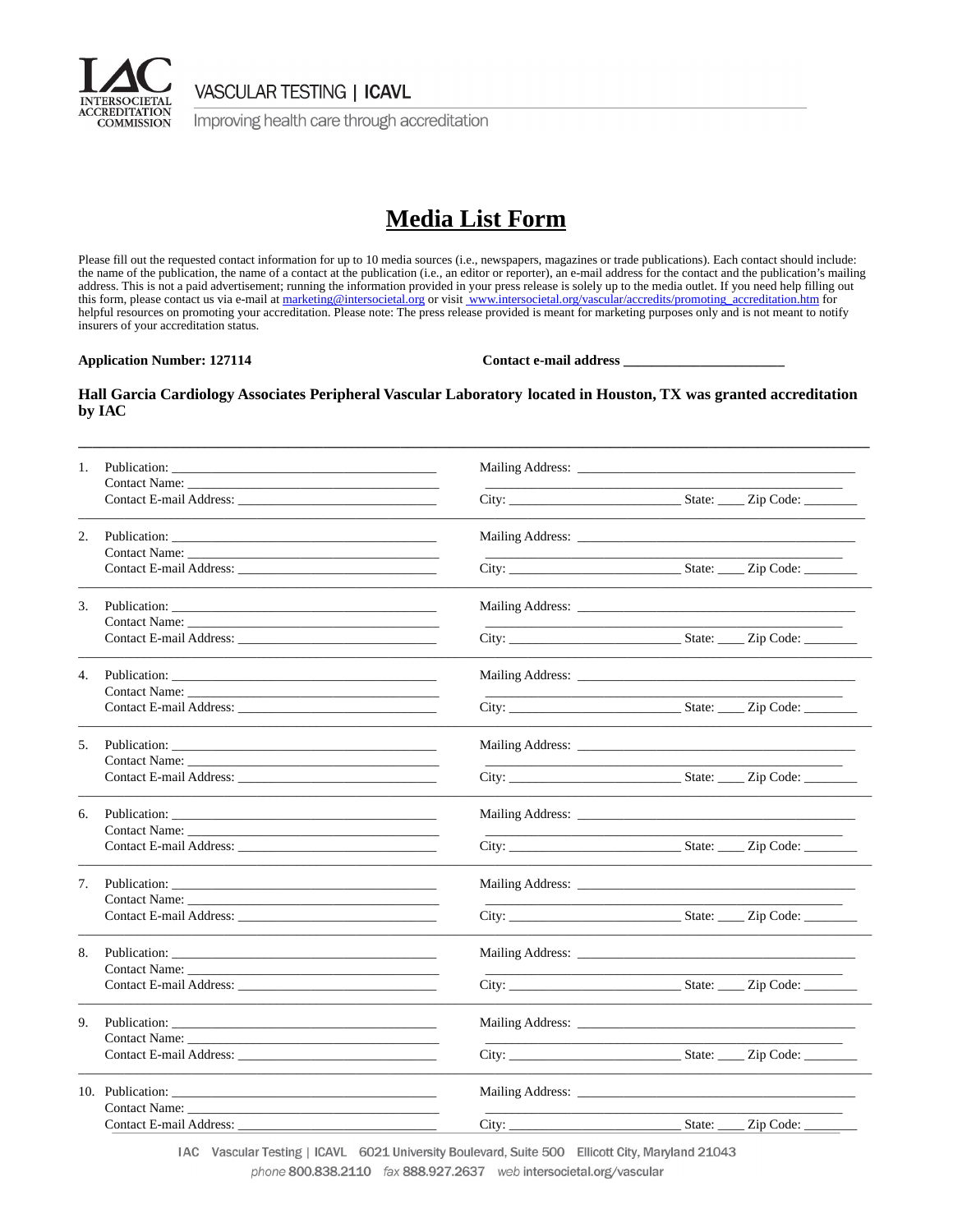IAC INTERSOCIETAL ACCREDITATION COMMISSION

VASCULAR TESTING | ICAVL

Improving health care through accreditation

# Media List Form

Please fill out the requested contact information for up to 10 media sources (i.e., newspapers, magazines or trade publications). Each contact should include: the name of the publication, the name of a contact at the publication (i.e., an editor or reporter), an e-mail address for the contact and the publication's mailing address. This is not a paid advertisement; running the information provided in your press release is solely up to the media outlet. If you need help filling out this form, please contact us via e-mail at marketing@intersocietal.org or visit www.intersocietal.org/vascular/accredits/promoting_accreditation.htm for helpful resources on promoting your accreditation. Please note: The press release provided is meant for marketing purposes only and is not meant to notify insurers of your accreditation status.

**Application Number: 127114** **Contact e-mail address \_\_\_\_\_\_\_\_\_\_\_\_\_\_\_\_\_\_\_\_\_\_**

**Hall Garcia Cardiology Associates Peripheral Vascular Laboratory located in Houston, TX was granted accreditation by IAC**

---

1. Publication: \_\_\_\_\_\_\_\_\_\_\_\_\_\_\_\_\_\_\_\_\_\_\_\_\_\_\_\_\_\_\_\_\_\_\_\_
   Contact Name: \_\_\_\_\_\_\_\_\_\_\_\_\_\_\_\_\_\_\_\_\_\_\_\_\_\_\_\_\_\_\_\_\_\_\_\_
   Contact E-mail Address: \_\_\_\_\_\_\_\_\_\_\_\_\_\_\_\_\_\_\_\_\_\_\_\_\_\_\_\_\_\_

   Mailing Address: \_\_\_\_\_\_\_\_\_\_\_\_\_\_\_\_\_\_\_\_\_\_\_\_\_\_\_\_\_\_\_\_\_\_\_\_
   \_\_\_\_\_\_\_\_\_\_\_\_\_\_\_\_\_\_\_\_\_\_\_\_\_\_\_\_\_\_\_\_\_\_\_\_\_\_\_\_\_\_\_\_
   City: \_\_\_\_\_\_\_\_\_\_\_\_\_\_\_\_\_\_\_\_\_\_\_\_\_\_ State: \_\_\_\_ Zip Code: \_\_\_\_\_\_\_\_

2. Publication: \_\_\_\_\_\_\_\_\_\_\_\_\_\_\_\_\_\_\_\_\_\_\_\_\_\_\_\_\_\_\_\_\_\_\_\_
   Contact Name: \_\_\_\_\_\_\_\_\_\_\_\_\_\_\_\_\_\_\_\_\_\_\_\_\_\_\_\_\_\_\_\_\_\_\_\_
   Contact E-mail Address: \_\_\_\_\_\_\_\_\_\_\_\_\_\_\_\_\_\_\_\_\_\_\_\_\_\_\_\_\_\_

   Mailing Address: \_\_\_\_\_\_\_\_\_\_\_\_\_\_\_\_\_\_\_\_\_\_\_\_\_\_\_\_\_\_\_\_\_\_\_\_
   \_\_\_\_\_\_\_\_\_\_\_\_\_\_\_\_\_\_\_\_\_\_\_\_\_\_\_\_\_\_\_\_\_\_\_\_\_\_\_\_\_\_\_\_
   City: \_\_\_\_\_\_\_\_\_\_\_\_\_\_\_\_\_\_\_\_\_\_\_\_\_\_ State: \_\_\_\_ Zip Code: \_\_\_\_\_\_\_\_

3. Publication: \_\_\_\_\_\_\_\_\_\_\_\_\_\_\_\_\_\_\_\_\_\_\_\_\_\_\_\_\_\_\_\_\_\_\_\_
   Contact Name: \_\_\_\_\_\_\_\_\_\_\_\_\_\_\_\_\_\_\_\_\_\_\_\_\_\_\_\_\_\_\_\_\_\_\_\_
   Contact E-mail Address: \_\_\_\_\_\_\_\_\_\_\_\_\_\_\_\_\_\_\_\_\_\_\_\_\_\_\_\_\_\_

   Mailing Address: \_\_\_\_\_\_\_\_\_\_\_\_\_\_\_\_\_\_\_\_\_\_\_\_\_\_\_\_\_\_\_\_\_\_\_\_
   \_\_\_\_\_\_\_\_\_\_\_\_\_\_\_\_\_\_\_\_\_\_\_\_\_\_\_\_\_\_\_\_\_\_\_\_\_\_\_\_\_\_\_\_
   City: \_\_\_\_\_\_\_\_\_\_\_\_\_\_\_\_\_\_\_\_\_\_\_\_\_\_ State: \_\_\_\_ Zip Code: \_\_\_\_\_\_\_\_

4. Publication: \_\_\_\_\_\_\_\_\_\_\_\_\_\_\_\_\_\_\_\_\_\_\_\_\_\_\_\_\_\_\_\_\_\_\_\_
   Contact Name: \_\_\_\_\_\_\_\_\_\_\_\_\_\_\_\_\_\_\_\_\_\_\_\_\_\_\_\_\_\_\_\_\_\_\_\_
   Contact E-mail Address: \_\_\_\_\_\_\_\_\_\_\_\_\_\_\_\_\_\_\_\_\_\_\_\_\_\_\_\_\_\_

   Mailing Address: \_\_\_\_\_\_\_\_\_\_\_\_\_\_\_\_\_\_\_\_\_\_\_\_\_\_\_\_\_\_\_\_\_\_\_\_
   \_\_\_\_\_\_\_\_\_\_\_\_\_\_\_\_\_\_\_\_\_\_\_\_\_\_\_\_\_\_\_\_\_\_\_\_\_\_\_\_\_\_\_\_
   City: \_\_\_\_\_\_\_\_\_\_\_\_\_\_\_\_\_\_\_\_\_\_\_\_\_\_ State: \_\_\_\_ Zip Code: \_\_\_\_\_\_\_\_

5. Publication: \_\_\_\_\_\_\_\_\_\_\_\_\_\_\_\_\_\_\_\_\_\_\_\_\_\_\_\_\_\_\_\_\_\_\_\_
   Contact Name: \_\_\_\_\_\_\_\_\_\_\_\_\_\_\_\_\_\_\_\_\_\_\_\_\_\_\_\_\_\_\_\_\_\_\_\_
   Contact E-mail Address: \_\_\_\_\_\_\_\_\_\_\_\_\_\_\_\_\_\_\_\_\_\_\_\_\_\_\_\_\_\_

   Mailing Address: \_\_\_\_\_\_\_\_\_\_\_\_\_\_\_\_\_\_\_\_\_\_\_\_\_\_\_\_\_\_\_\_\_\_\_\_
   \_\_\_\_\_\_\_\_\_\_\_\_\_\_\_\_\_\_\_\_\_\_\_\_\_\_\_\_\_\_\_\_\_\_\_\_\_\_\_\_\_\_\_\_
   City: \_\_\_\_\_\_\_\_\_\_\_\_\_\_\_\_\_\_\_\_\_\_\_\_\_\_ State: \_\_\_\_ Zip Code: \_\_\_\_\_\_\_\_

6. Publication: \_\_\_\_\_\_\_\_\_\_\_\_\_\_\_\_\_\_\_\_\_\_\_\_\_\_\_\_\_\_\_\_\_\_\_\_
   Contact Name: \_\_\_\_\_\_\_\_\_\_\_\_\_\_\_\_\_\_\_\_\_\_\_\_\_\_\_\_\_\_\_\_\_\_\_\_
   Contact E-mail Address: \_\_\_\_\_\_\_\_\_\_\_\_\_\_\_\_\_\_\_\_\_\_\_\_\_\_\_\_\_\_

   Mailing Address: \_\_\_\_\_\_\_\_\_\_\_\_\_\_\_\_\_\_\_\_\_\_\_\_\_\_\_\_\_\_\_\_\_\_\_\_
   \_\_\_\_\_\_\_\_\_\_\_\_\_\_\_\_\_\_\_\_\_\_\_\_\_\_\_\_\_\_\_\_\_\_\_\_\_\_\_\_\_\_\_\_
   City: \_\_\_\_\_\_\_\_\_\_\_\_\_\_\_\_\_\_\_\_\_\_\_\_\_\_ State: \_\_\_\_ Zip Code: \_\_\_\_\_\_\_\_

7. Publication: \_\_\_\_\_\_\_\_\_\_\_\_\_\_\_\_\_\_\_\_\_\_\_\_\_\_\_\_\_\_\_\_\_\_\_\_
   Contact Name: \_\_\_\_\_\_\_\_\_\_\_\_\_\_\_\_\_\_\_\_\_\_\_\_\_\_\_\_\_\_\_\_\_\_\_\_
   Contact E-mail Address: \_\_\_\_\_\_\_\_\_\_\_\_\_\_\_\_\_\_\_\_\_\_\_\_\_\_\_\_\_\_

   Mailing Address: \_\_\_\_\_\_\_\_\_\_\_\_\_\_\_\_\_\_\_\_\_\_\_\_\_\_\_\_\_\_\_\_\_\_\_\_
   \_\_\_\_\_\_\_\_\_\_\_\_\_\_\_\_\_\_\_\_\_\_\_\_\_\_\_\_\_\_\_\_\_\_\_\_\_\_\_\_\_\_\_\_
   City: \_\_\_\_\_\_\_\_\_\_\_\_\_\_\_\_\_\_\_\_\_\_\_\_\_\_ State: \_\_\_\_ Zip Code: \_\_\_\_\_\_\_\_

8. Publication: \_\_\_\_\_\_\_\_\_\_\_\_\_\_\_\_\_\_\_\_\_\_\_\_\_\_\_\_\_\_\_\_\_\_\_\_
   Contact Name: \_\_\_\_\_\_\_\_\_\_\_\_\_\_\_\_\_\_\_\_\_\_\_\_\_\_\_\_\_\_\_\_\_\_\_\_
   Contact E-mail Address: \_\_\_\_\_\_\_\_\_\_\_\_\_\_\_\_\_\_\_\_\_\_\_\_\_\_\_\_\_\_

   Mailing Address: \_\_\_\_\_\_\_\_\_\_\_\_\_\_\_\_\_\_\_\_\_\_\_\_\_\_\_\_\_\_\_\_\_\_\_\_
   \_\_\_\_\_\_\_\_\_\_\_\_\_\_\_\_\_\_\_\_\_\_\_\_\_\_\_\_\_\_\_\_\_\_\_\_\_\_\_\_\_\_\_\_
   City: \_\_\_\_\_\_\_\_\_\_\_\_\_\_\_\_\_\_\_\_\_\_\_\_\_\_ State: \_\_\_\_ Zip Code: \_\_\_\_\_\_\_\_

9. Publication: \_\_\_\_\_\_\_\_\_\_\_\_\_\_\_\_\_\_\_\_\_\_\_\_\_\_\_\_\_\_\_\_\_\_\_\_
   Contact Name: \_\_\_\_\_\_\_\_\_\_\_\_\_\_\_\_\_\_\_\_\_\_\_\_\_\_\_\_\_\_\_\_\_\_\_\_
   Contact E-mail Address: \_\_\_\_\_\_\_\_\_\_\_\_\_\_\_\_\_\_\_\_\_\_\_\_\_\_\_\_\_\_

   Mailing Address: \_\_\_\_\_\_\_\_\_\_\_\_\_\_\_\_\_\_\_\_\_\_\_\_\_\_\_\_\_\_\_\_\_\_\_\_
   \_\_\_\_\_\_\_\_\_\_\_\_\_\_\_\_\_\_\_\_\_\_\_\_\_\_\_\_\_\_\_\_\_\_\_\_\_\_\_\_\_\_\_\_
   City: \_\_\_\_\_\_\_\_\_\_\_\_\_\_\_\_\_\_\_\_\_\_\_\_\_\_ State: \_\_\_\_ Zip Code: \_\_\_\_\_\_\_\_

10. Publication: \_\_\_\_\_\_\_\_\_\_\_\_\_\_\_\_\_\_\_\_\_\_\_\_\_\_\_\_\_\_\_\_\_\_\_\_
    Contact Name: \_\_\_\_\_\_\_\_\_\_\_\_\_\_\_\_\_\_\_\_\_\_\_\_\_\_\_\_\_\_\_\_\_\_\_\_
    Contact E-mail Address: \_\_\_\_\_\_\_\_\_\_\_\_\_\_\_\_\_\_\_\_\_\_\_\_\_\_\_\_\_\_

    Mailing Address: \_\_\_\_\_\_\_\_\_\_\_\_\_\_\_\_\_\_\_\_\_\_\_\_\_\_\_\_\_\_\_\_\_\_\_\_
    \_\_\_\_\_\_\_\_\_\_\_\_\_\_\_\_\_\_\_\_\_\_\_\_\_\_\_\_\_\_\_\_\_\_\_\_\_\_\_\_\_\_\_\_
    City: \_\_\_\_\_\_\_\_\_\_\_\_\_\_\_\_\_\_\_\_\_\_\_\_\_\_ State: \_\_\_\_ Zip Code: \_\_\_\_\_\_\_\_

IAC Vascular Testing | ICAVL 6021 University Boulevard, Suite 500 Ellicott City, Maryland 21043
phone 800.838.2110 fax 888.927.2637 web intersocietal.org/vascular